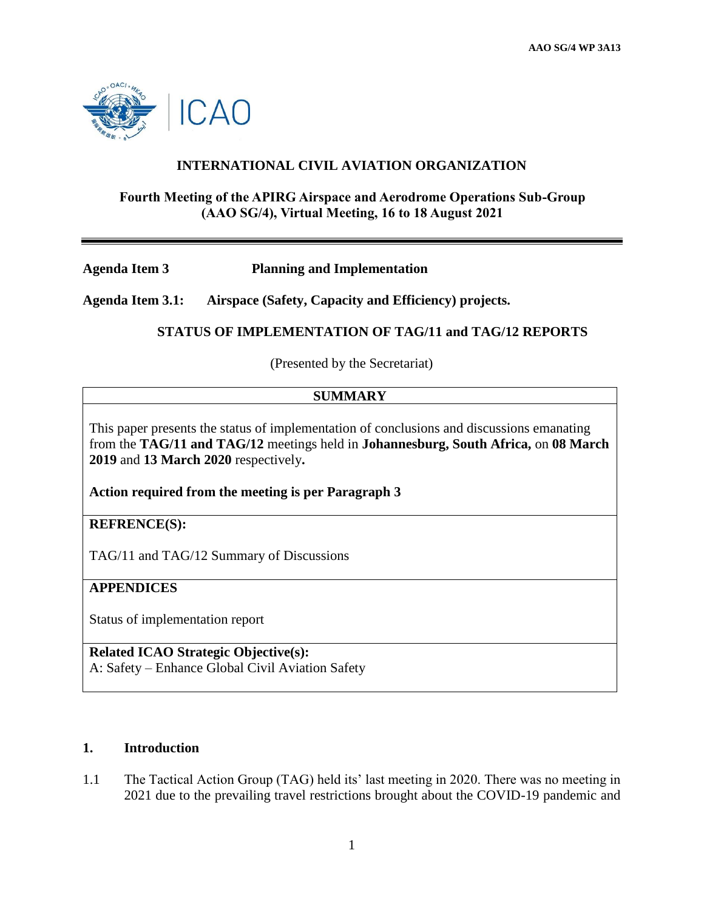AAO SG/4 WP 3A13

# INTERNATIONAL CIVIL AVIATION ORGANIZATION

## Fourth Meeting of the APIRG Airspace and Aerodrome Operations Sub-Group (AAO SG/4), Virtual Meeting, 16 to 18 August 2021

**Agenda Item 3 Planning and Implementation**

**Agenda Item 3.1: Airspace (Safety, Capacity and Efficiency) projects.**

### STATUS OF IMPLEMENTATION OF TAG/11 and TAG/12 REPORTS

(Presented by the Secretariat)

| **SUMMARY** |
|---|
| This paper presents the status of implementation of conclusions and discussions emanating from the **TAG/11 and TAG/12** meetings held in **Johannesburg, South Africa,** on **08 March 2019** and **13 March 2020** respectively**.**<br><br>**Action required from the meeting is per Paragraph 3** |
| **REFRENCE(S):**<br><br>TAG/11 and TAG/12 Summary of Discussions |
| **APPENDICES**<br><br>Status of implementation report |
| **Related ICAO Strategic Objective(s):**<br>A: Safety – Enhance Global Civil Aviation Safety |

## 1. Introduction

1.1 The Tactical Action Group (TAG) held its' last meeting in 2020. There was no meeting in 2021 due to the prevailing travel restrictions brought about the COVID-19 pandemic and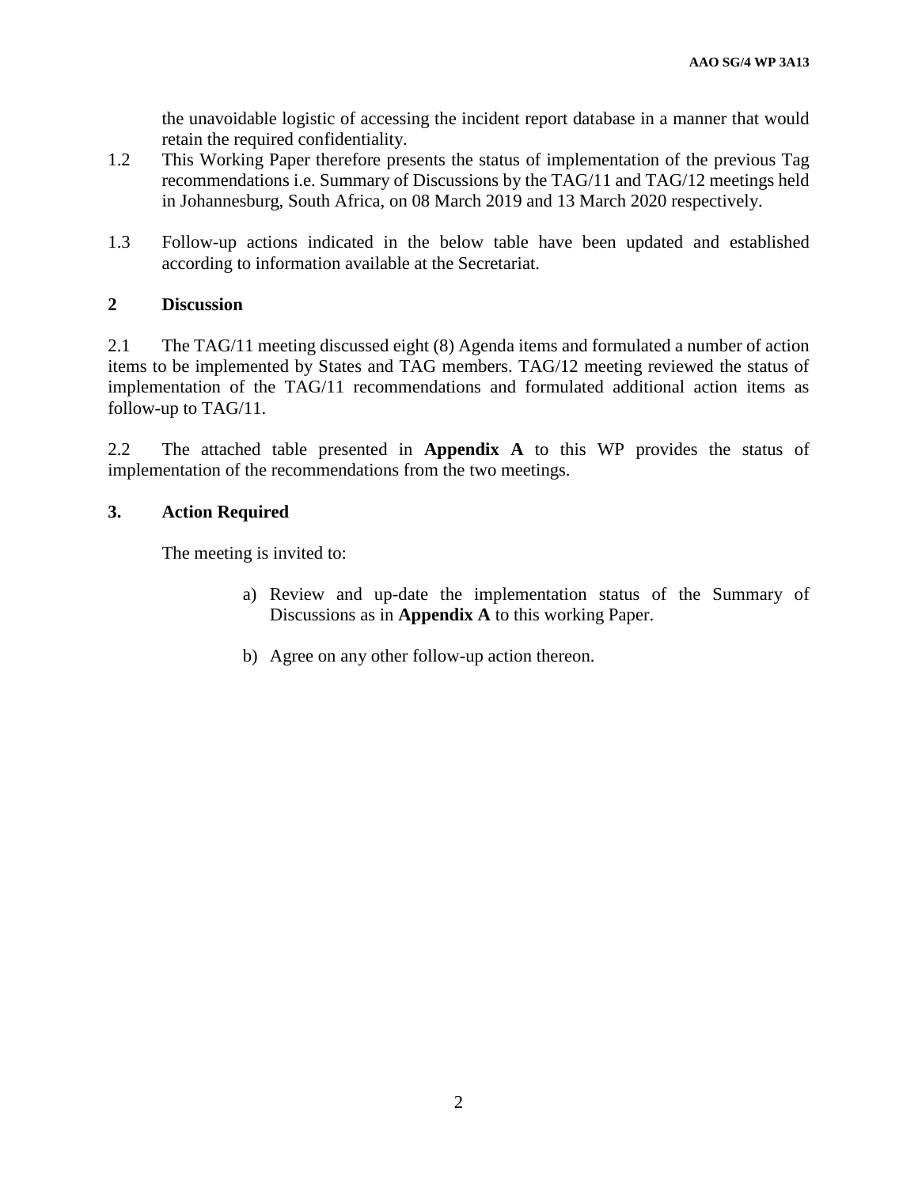the unavoidable logistic of accessing the incident report database in a manner that would retain the required confidentiality.

1.2 This Working Paper therefore presents the status of implementation of the previous Tag recommendations i.e. Summary of Discussions by the TAG/11 and TAG/12 meetings held in Johannesburg, South Africa, on 08 March 2019 and 13 March 2020 respectively.

1.3 Follow-up actions indicated in the below table have been updated and established according to information available at the Secretariat.

## 2 Discussion

2.1 The TAG/11 meeting discussed eight (8) Agenda items and formulated a number of action items to be implemented by States and TAG members. TAG/12 meeting reviewed the status of implementation of the TAG/11 recommendations and formulated additional action items as follow-up to TAG/11.

2.2 The attached table presented in **Appendix A** to this WP provides the status of implementation of the recommendations from the two meetings.

## 3. Action Required

The meeting is invited to:

a) Review and up-date the implementation status of the Summary of Discussions as in **Appendix A** to this working Paper.

b) Agree on any other follow-up action thereon.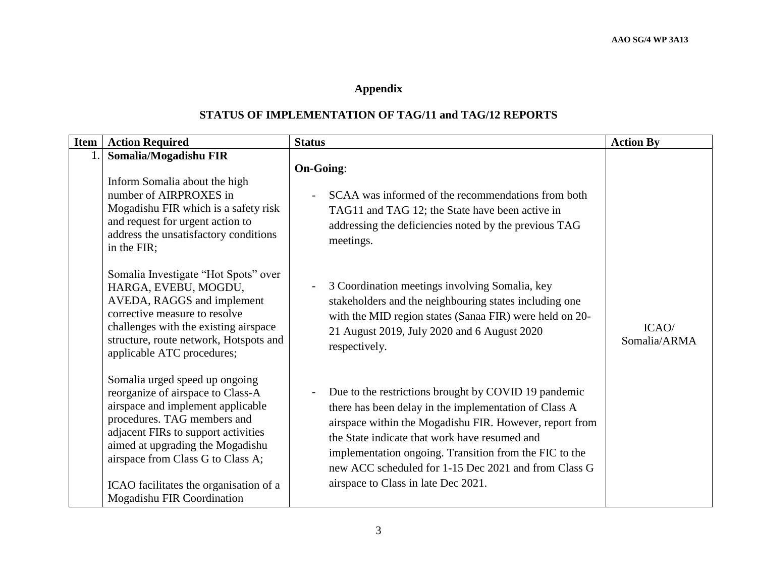**Appendix**

**STATUS OF IMPLEMENTATION OF TAG/11 and TAG/12 REPORTS**

| Item | Action Required | Status | Action By |
|---|---|---|---|
| 1. | **Somalia/Mogadishu FIR**<br><br>Inform Somalia about the high number of AIRPROXES in Mogadishu FIR which is a safety risk and request for urgent action to address the unsatisfactory conditions in the FIR;<br><br>Somalia Investigate "Hot Spots" over HARGA, EVEBU, MOGDU, AVEDA, RAGGS and implement corrective measure to resolve challenges with the existing airspace structure, route network, Hotspots and applicable ATC procedures;<br><br>Somalia urged speed up ongoing reorganize of airspace to Class-A airspace and implement applicable procedures. TAG members and adjacent FIRs to support activities aimed at upgrading the Mogadishu airspace from Class G to Class A;<br><br>ICAO facilitates the organisation of a Mogadishu FIR Coordination | **On-Going**:<br><br>- SCAA was informed of the recommendations from both TAG11 and TAG 12; the State have been active in addressing the deficiencies noted by the previous TAG meetings.<br><br>- 3 Coordination meetings involving Somalia, key stakeholders and the neighbouring states including one with the MID region states (Sanaa FIR) were held on 20-21 August 2019, July 2020 and 6 August 2020 respectively.<br><br>- Due to the restrictions brought by COVID 19 pandemic there has been delay in the implementation of Class A airspace within the Mogadishu FIR. However, report from the State indicate that work have resumed and implementation ongoing. Transition from the FIC to the new ACC scheduled for 1-15 Dec 2021 and from Class G airspace to Class in late Dec 2021. | ICAO/ Somalia/ARMA |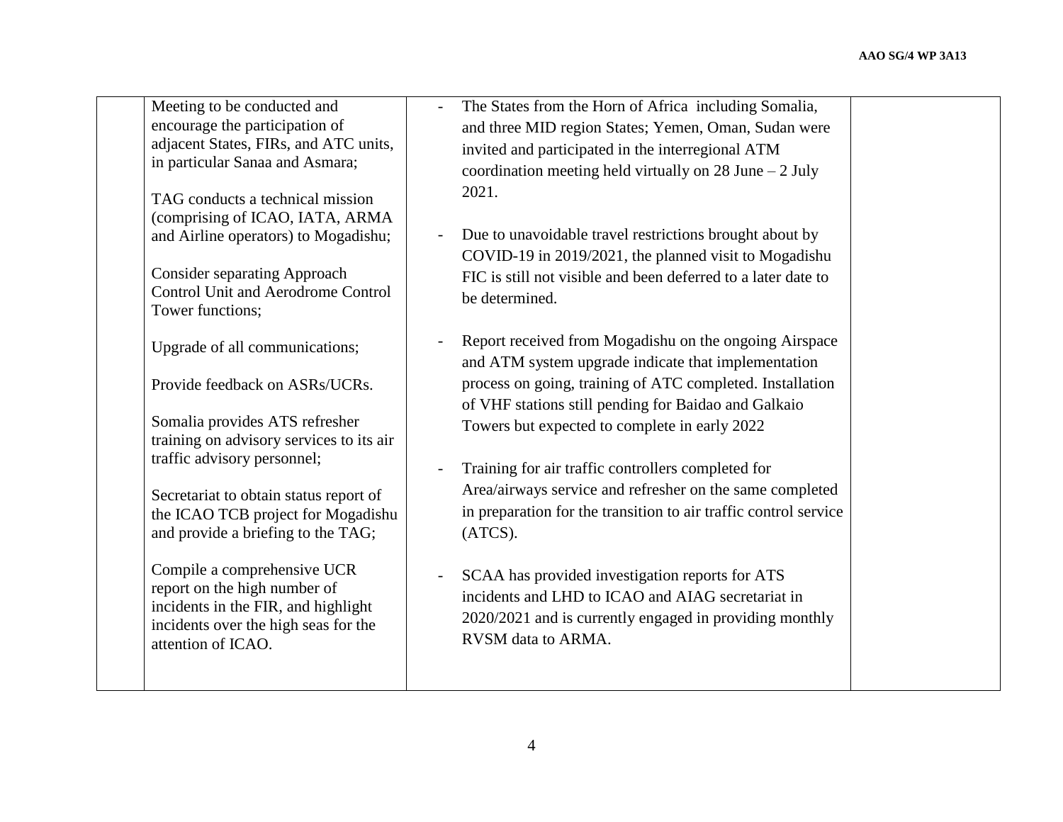| | | | |
|---|---|---|---|
| | Meeting to be conducted and encourage the participation of adjacent States, FIRs, and ATC units, in particular Sanaa and Asmara;<br><br>TAG conducts a technical mission (comprising of ICAO, IATA, ARMA and Airline operators) to Mogadishu;<br><br>Consider separating Approach Control Unit and Aerodrome Control Tower functions;<br><br>Upgrade of all communications;<br><br>Provide feedback on ASRs/UCRs.<br><br>Somalia provides ATS refresher training on advisory services to its air traffic advisory personnel;<br><br>Secretariat to obtain status report of the ICAO TCB project for Mogadishu and provide a briefing to the TAG;<br><br>Compile a comprehensive UCR report on the high number of incidents in the FIR, and highlight incidents over the high seas for the attention of ICAO. | - The States from the Horn of Africa including Somalia, and three MID region States; Yemen, Oman, Sudan were invited and participated in the interregional ATM coordination meeting held virtually on 28 June – 2 July 2021.<br><br>- Due to unavoidable travel restrictions brought about by COVID-19 in 2019/2021, the planned visit to Mogadishu FIC is still not visible and been deferred to a later date to be determined.<br><br>- Report received from Mogadishu on the ongoing Airspace and ATM system upgrade indicate that implementation process on going, training of ATC completed. Installation of VHF stations still pending for Baidao and Galkaio Towers but expected to complete in early 2022<br><br>- Training for air traffic controllers completed for Area/airways service and refresher on the same completed in preparation for the transition to air traffic control service (ATCS).<br><br>- SCAA has provided investigation reports for ATS incidents and LHD to ICAO and AIAG secretariat in 2020/2021 and is currently engaged in providing monthly RVSM data to ARMA. | |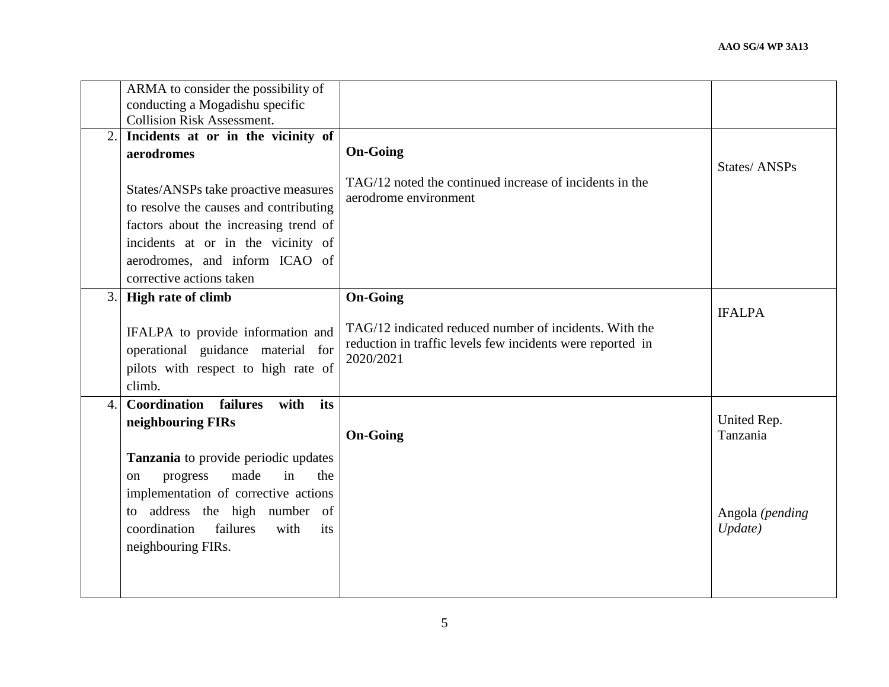| | | | |
|---|---|---|---|
| | ARMA to consider the possibility of conducting a Mogadishu specific Collision Risk Assessment. | | |
| 2. | **Incidents at or in the vicinity of aerodromes**<br><br>States/ANSPs take proactive measures to resolve the causes and contributing factors about the increasing trend of incidents at or in the vicinity of aerodromes, and inform ICAO of corrective actions taken | **On-Going**<br><br>TAG/12 noted the continued increase of incidents in the aerodrome environment | States/ ANSPs |
| 3. | **High rate of climb**<br><br>IFALPA to provide information and operational guidance material for pilots with respect to high rate of climb. | **On-Going**<br><br>TAG/12 indicated reduced number of incidents. With the reduction in traffic levels few incidents were reported in 2020/2021 | IFALPA |
| 4. | **Coordination failures with its neighbouring FIRs**<br><br>**Tanzania** to provide periodic updates on progress made in the implementation of corrective actions to address the high number of coordination failures with its neighbouring FIRs. | **On-Going** | United Rep. Tanzania<br><br>Angola *(pending Update)* |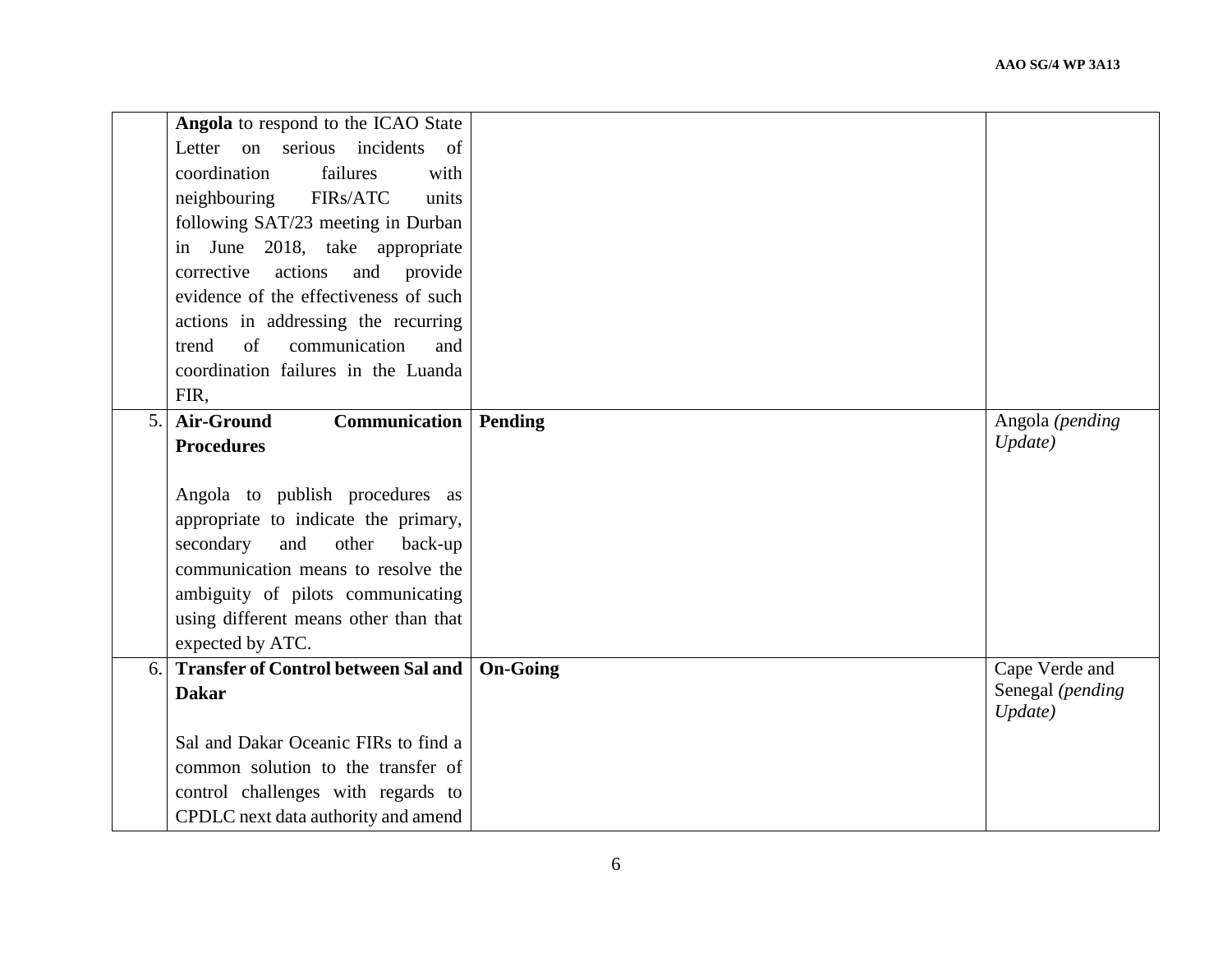| | | | |
|---|---|---|---|
| | **Angola** to respond to the ICAO State Letter on serious incidents of coordination failures with neighbouring FIRs/ATC units following SAT/23 meeting in Durban in June 2018, take appropriate corrective actions and provide evidence of the effectiveness of such actions in addressing the recurring trend of communication and coordination failures in the Luanda FIR, | | |
| 5. | **Air-Ground Communication Procedures**<br><br>Angola to publish procedures as appropriate to indicate the primary, secondary and other back-up communication means to resolve the ambiguity of pilots communicating using different means other than that expected by ATC. | **Pending** | Angola *(pending Update)* |
| 6. | **Transfer of Control between Sal and Dakar**<br><br>Sal and Dakar Oceanic FIRs to find a common solution to the transfer of control challenges with regards to CPDLC next data authority and amend | **On-Going** | Cape Verde and Senegal *(pending Update)* |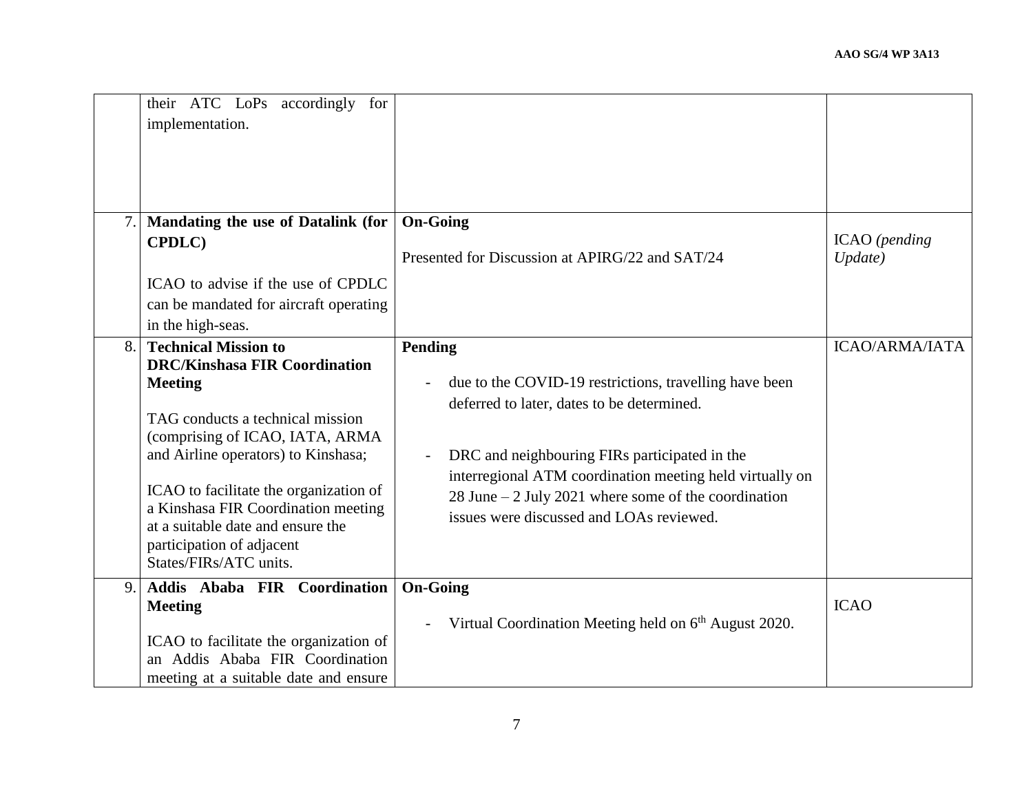| | | | |
|---|---|---|---|
| | their ATC LoPs accordingly for implementation. | | |
| 7. | **Mandating the use of Datalink (for CPDLC)**<br><br>ICAO to advise if the use of CPDLC can be mandated for aircraft operating in the high-seas. | **On-Going**<br><br>Presented for Discussion at APIRG/22 and SAT/24 | ICAO *(pending Update)* |
| 8. | **Technical Mission to DRC/Kinshasa FIR Coordination Meeting**<br><br>TAG conducts a technical mission (comprising of ICAO, IATA, ARMA and Airline operators) to Kinshasa;<br><br>ICAO to facilitate the organization of a Kinshasa FIR Coordination meeting at a suitable date and ensure the participation of adjacent States/FIRs/ATC units. | **Pending**<br><br>- due to the COVID-19 restrictions, travelling have been deferred to later, dates to be determined.<br><br>- DRC and neighbouring FIRs participated in the interregional ATM coordination meeting held virtually on 28 June – 2 July 2021 where some of the coordination issues were discussed and LOAs reviewed. | ICAO/ARMA/IATA |
| 9. | **Addis Ababa FIR Coordination Meeting**<br><br>ICAO to facilitate the organization of an Addis Ababa FIR Coordination meeting at a suitable date and ensure | **On-Going**<br><br>- Virtual Coordination Meeting held on 6th August 2020. | ICAO |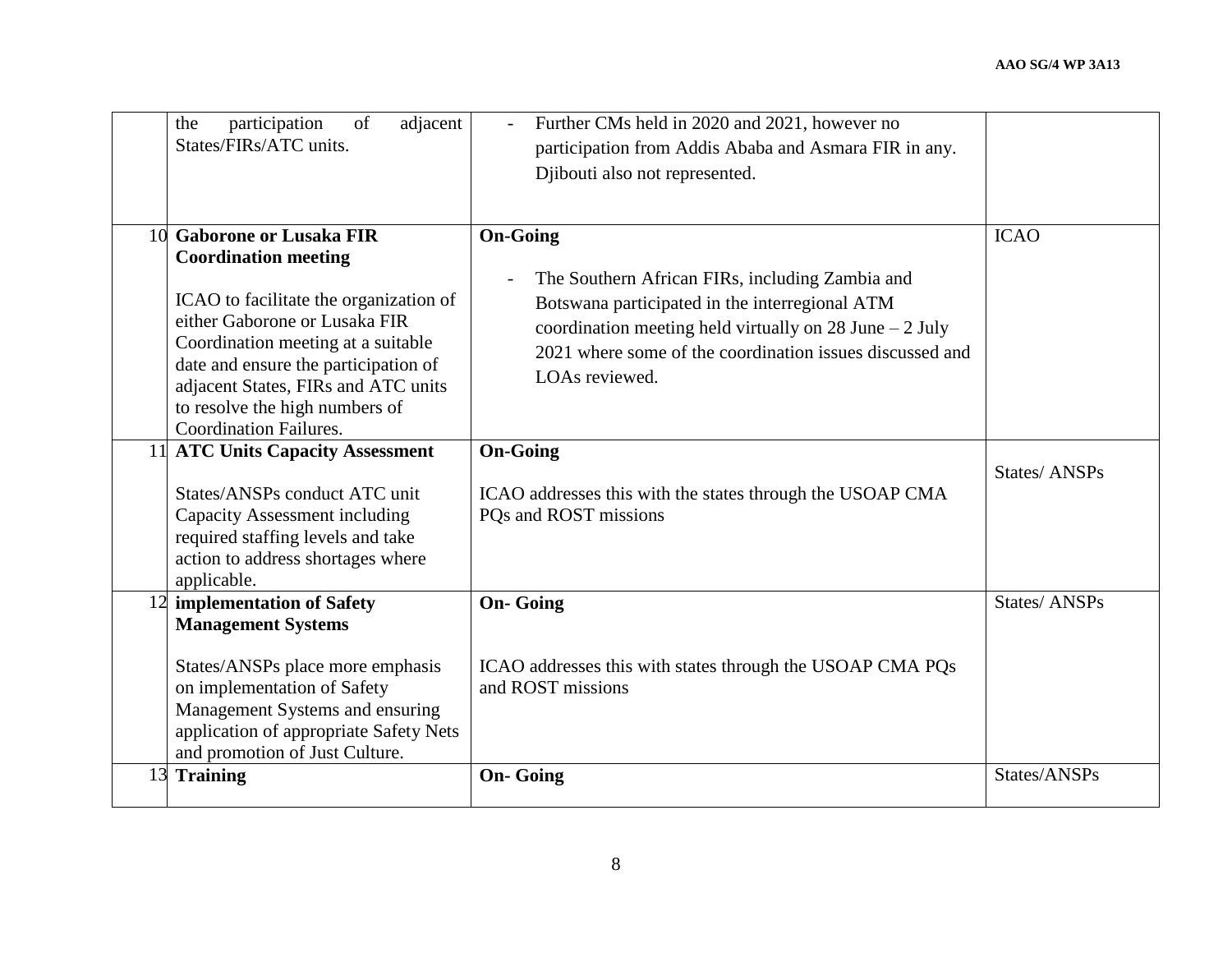| | | | |
|---|---|---|---|
| | the participation of adjacent States/FIRs/ATC units. | - Further CMs held in 2020 and 2021, however no participation from Addis Ababa and Asmara FIR in any. Djibouti also not represented. | |
| 10 | **Gaborone or Lusaka FIR Coordination meeting**<br><br>ICAO to facilitate the organization of either Gaborone or Lusaka FIR Coordination meeting at a suitable date and ensure the participation of adjacent States, FIRs and ATC units to resolve the high numbers of Coordination Failures. | **On-Going**<br><br>- The Southern African FIRs, including Zambia and Botswana participated in the interregional ATM coordination meeting held virtually on 28 June – 2 July 2021 where some of the coordination issues discussed and LOAs reviewed. | ICAO |
| 11 | **ATC Units Capacity Assessment**<br><br>States/ANSPs conduct ATC unit Capacity Assessment including required staffing levels and take action to address shortages where applicable. | **On-Going**<br><br>ICAO addresses this with the states through the USOAP CMA PQs and ROST missions | States/ ANSPs |
| 12 | **implementation of Safety Management Systems**<br><br>States/ANSPs place more emphasis on implementation of Safety Management Systems and ensuring application of appropriate Safety Nets and promotion of Just Culture. | **On- Going**<br><br>ICAO addresses this with states through the USOAP CMA PQs and ROST missions | States/ ANSPs |
| 13 | **Training** | **On- Going** | States/ANSPs |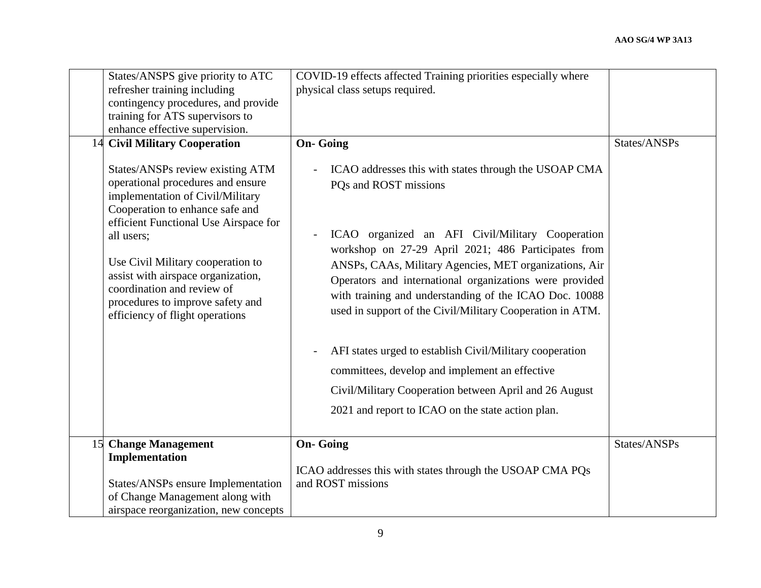| | | | |
|---|---|---|---|
| | States/ANSPS give priority to ATC refresher training including contingency procedures, and provide training for ATS supervisors to enhance effective supervision. | COVID-19 effects affected Training priorities especially where physical class setups required. | |
| 14 | **Civil Military Cooperation**<br><br>States/ANSPs review existing ATM operational procedures and ensure implementation of Civil/Military Cooperation to enhance safe and efficient Functional Use Airspace for all users;<br><br>Use Civil Military cooperation to assist with airspace organization, coordination and review of procedures to improve safety and efficiency of flight operations | **On- Going**<br><br>- ICAO addresses this with states through the USOAP CMA PQs and ROST missions<br><br>- ICAO organized an AFI Civil/Military Cooperation workshop on 27-29 April 2021; 486 Participates from ANSPs, CAAs, Military Agencies, MET organizations, Air Operators and international organizations were provided with training and understanding of the ICAO Doc. 10088 used in support of the Civil/Military Cooperation in ATM.<br><br>- AFI states urged to establish Civil/Military cooperation committees, develop and implement an effective Civil/Military Cooperation between April and 26 August 2021 and report to ICAO on the state action plan. | States/ANSPs |
| 15 | **Change Management Implementation**<br><br>States/ANSPs ensure Implementation of Change Management along with airspace reorganization, new concepts | **On- Going**<br><br>ICAO addresses this with states through the USOAP CMA PQs and ROST missions | States/ANSPs |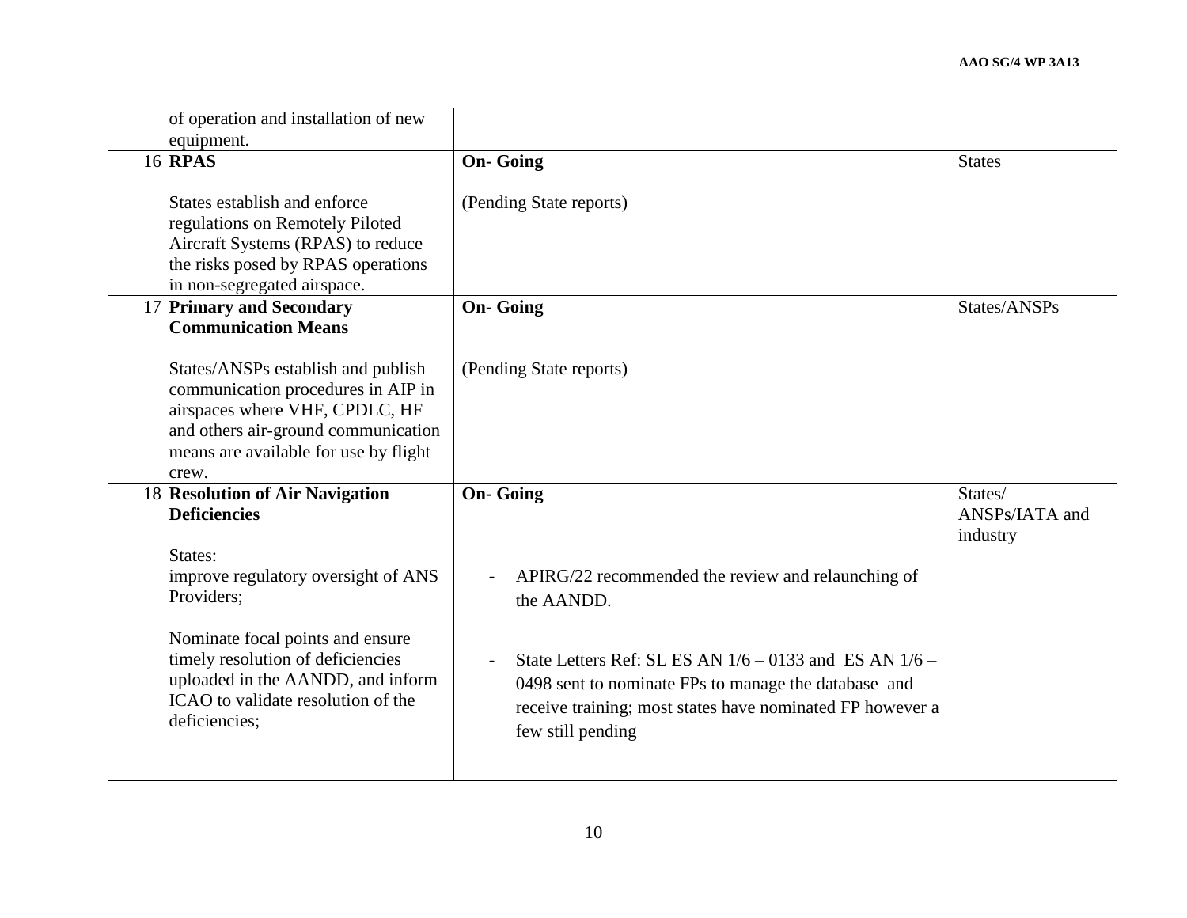| | | | |
|---|---|---|---|
| | of operation and installation of new equipment. | | |
| 16 | **RPAS**<br><br>States establish and enforce regulations on Remotely Piloted Aircraft Systems (RPAS) to reduce the risks posed by RPAS operations in non-segregated airspace. | **On- Going**<br><br>(Pending State reports) | States |
| 17 | **Primary and Secondary Communication Means**<br><br>States/ANSPs establish and publish communication procedures in AIP in airspaces where VHF, CPDLC, HF and others air-ground communication means are available for use by flight crew. | **On- Going**<br><br>(Pending State reports) | States/ANSPs |
| 18 | **Resolution of Air Navigation Deficiencies**<br><br>States:<br>improve regulatory oversight of ANS Providers;<br><br>Nominate focal points and ensure timely resolution of deficiencies uploaded in the AANDD, and inform ICAO to validate resolution of the deficiencies; | **On- Going**<br><br>- APIRG/22 recommended the review and relaunching of the AANDD.<br><br>- State Letters Ref: SL ES AN 1/6 – 0133 and ES AN 1/6 – 0498 sent to nominate FPs to manage the database and receive training; most states have nominated FP however a few still pending | States/ ANSPs/IATA and industry |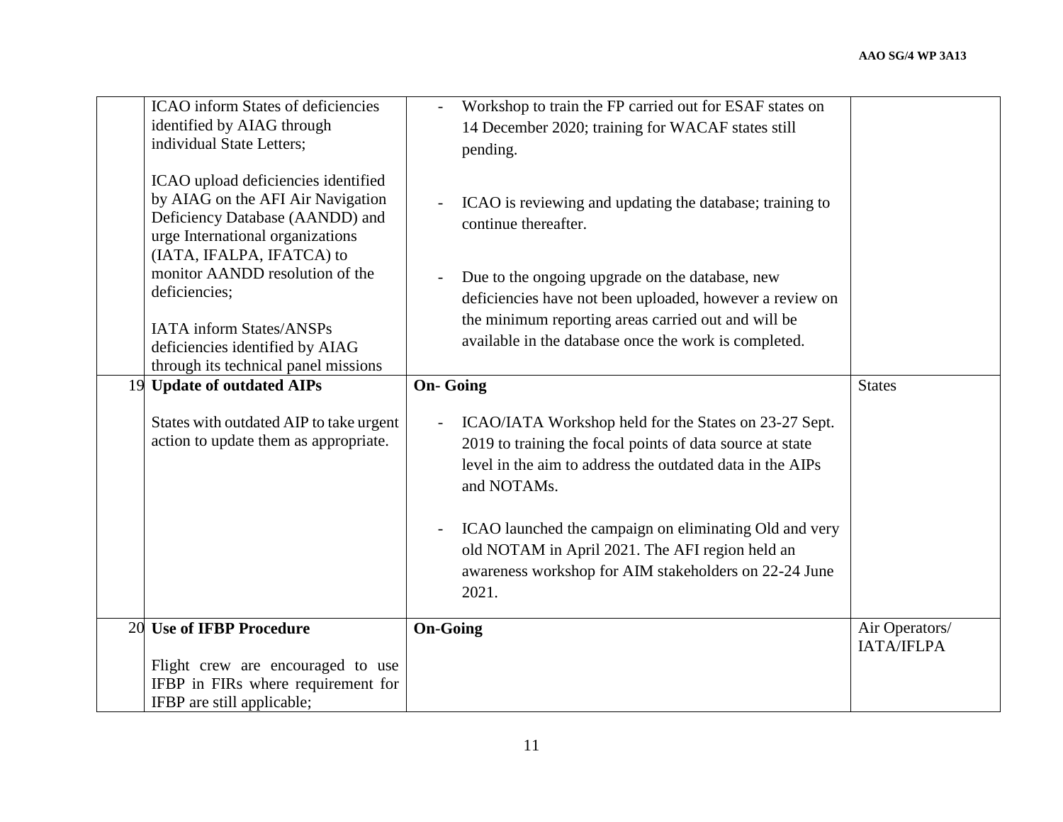| | | | |
|---|---|---|---|
| | ICAO inform States of deficiencies identified by AIAG through individual State Letters;<br><br>ICAO upload deficiencies identified by AIAG on the AFI Air Navigation Deficiency Database (AANDD) and urge International organizations (IATA, IFALPA, IFATCA) to monitor AANDD resolution of the deficiencies;<br><br>IATA inform States/ANSPs deficiencies identified by AIAG through its technical panel missions | - Workshop to train the FP carried out for ESAF states on 14 December 2020; training for WACAF states still pending.<br><br>- ICAO is reviewing and updating the database; training to continue thereafter.<br><br>- Due to the ongoing upgrade on the database, new deficiencies have not been uploaded, however a review on the minimum reporting areas carried out and will be available in the database once the work is completed. | |
| 19 | **Update of outdated AIPs**<br><br>States with outdated AIP to take urgent action to update them as appropriate. | **On- Going**<br><br>- ICAO/IATA Workshop held for the States on 23-27 Sept. 2019 to training the focal points of data source at state level in the aim to address the outdated data in the AIPs and NOTAMs.<br><br>- ICAO launched the campaign on eliminating Old and very old NOTAM in April 2021. The AFI region held an awareness workshop for AIM stakeholders on 22-24 June 2021. | States |
| 20 | **Use of IFBP Procedure**<br><br>Flight crew are encouraged to use IFBP in FIRs where requirement for IFBP are still applicable; | **On-Going** | Air Operators/ IATA/IFLPA |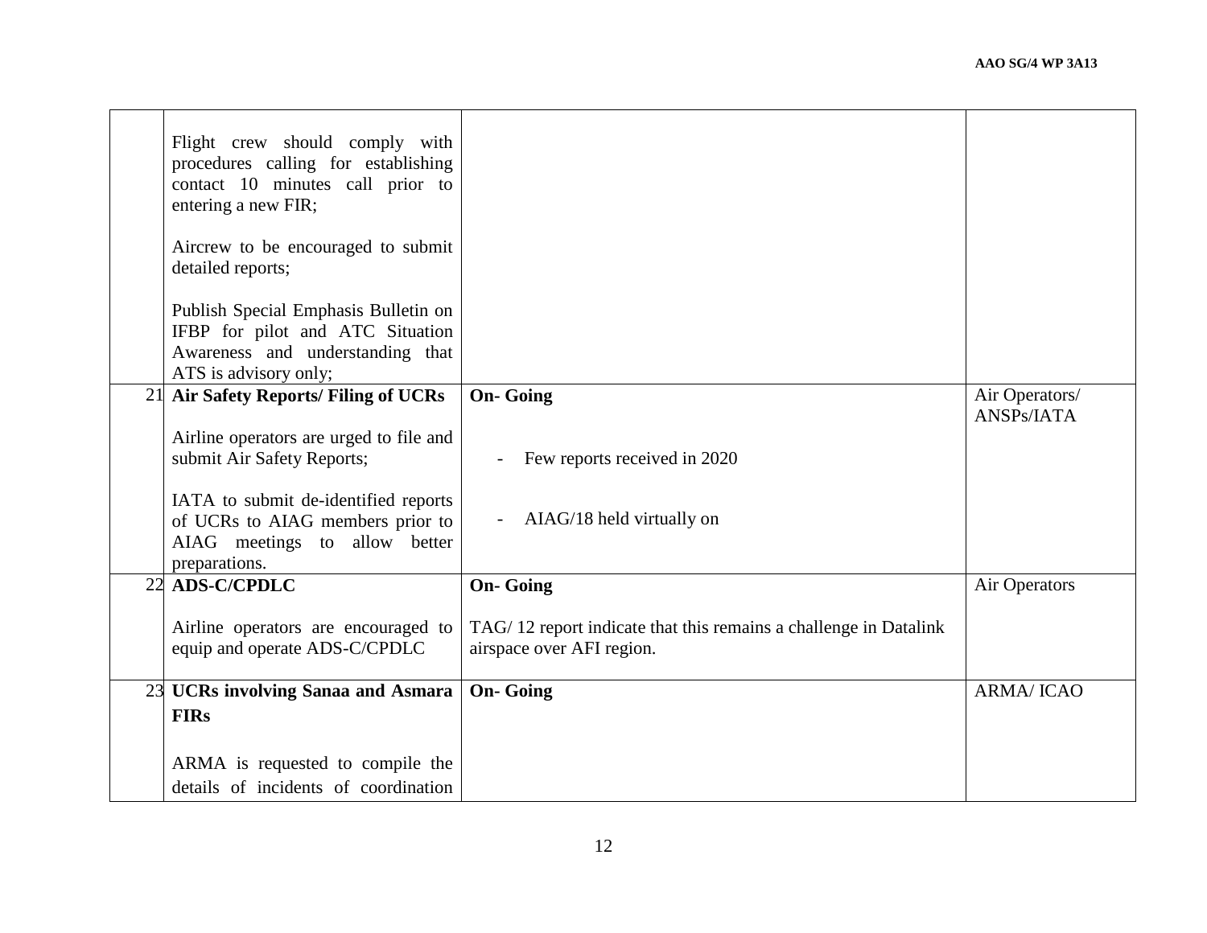| | | | |
|---|---|---|---|
| | Flight crew should comply with procedures calling for establishing contact 10 minutes call prior to entering a new FIR;<br><br>Aircrew to be encouraged to submit detailed reports;<br><br>Publish Special Emphasis Bulletin on IFBP for pilot and ATC Situation Awareness and understanding that ATS is advisory only; | | |
| 21 | **Air Safety Reports/ Filing of UCRs**<br><br>Airline operators are urged to file and submit Air Safety Reports;<br><br>IATA to submit de-identified reports of UCRs to AIAG members prior to AIAG meetings to allow better preparations. | **On- Going**<br><br>- Few reports received in 2020<br><br>- AIAG/18 held virtually on | Air Operators/ ANSPs/IATA |
| 22 | **ADS-C/CPDLC**<br><br>Airline operators are encouraged to equip and operate ADS-C/CPDLC | **On- Going**<br><br>TAG/ 12 report indicate that this remains a challenge in Datalink airspace over AFI region. | Air Operators |
| 23 | **UCRs involving Sanaa and Asmara FIRs**<br><br>ARMA is requested to compile the details of incidents of coordination | **On- Going** | ARMA/ ICAO |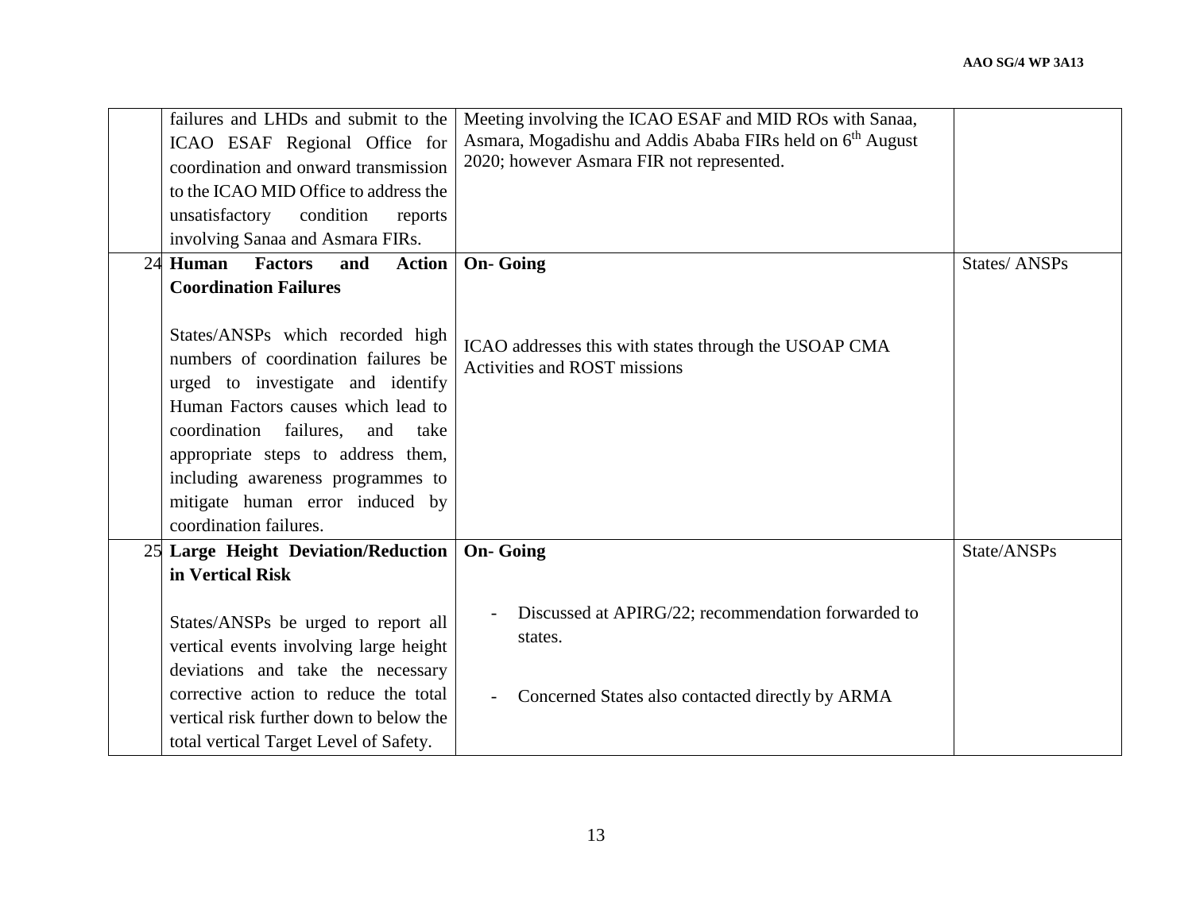| | | | |
|---|---|---|---|
| | failures and LHDs and submit to the ICAO ESAF Regional Office for coordination and onward transmission to the ICAO MID Office to address the unsatisfactory condition reports involving Sanaa and Asmara FIRs. | Meeting involving the ICAO ESAF and MID ROs with Sanaa, Asmara, Mogadishu and Addis Ababa FIRs held on 6th August 2020; however Asmara FIR not represented. | |
| 24 | **Human Factors and Action Coordination Failures**<br><br>States/ANSPs which recorded high numbers of coordination failures be urged to investigate and identify Human Factors causes which lead to coordination failures, and take appropriate steps to address them, including awareness programmes to mitigate human error induced by coordination failures. | **On- Going**<br><br>ICAO addresses this with states through the USOAP CMA Activities and ROST missions | States/ ANSPs |
| 25 | **Large Height Deviation/Reduction in Vertical Risk**<br><br>States/ANSPs be urged to report all vertical events involving large height deviations and take the necessary corrective action to reduce the total vertical risk further down to below the total vertical Target Level of Safety. | **On- Going**<br><br>- Discussed at APIRG/22; recommendation forwarded to states.<br><br>- Concerned States also contacted directly by ARMA | State/ANSPs |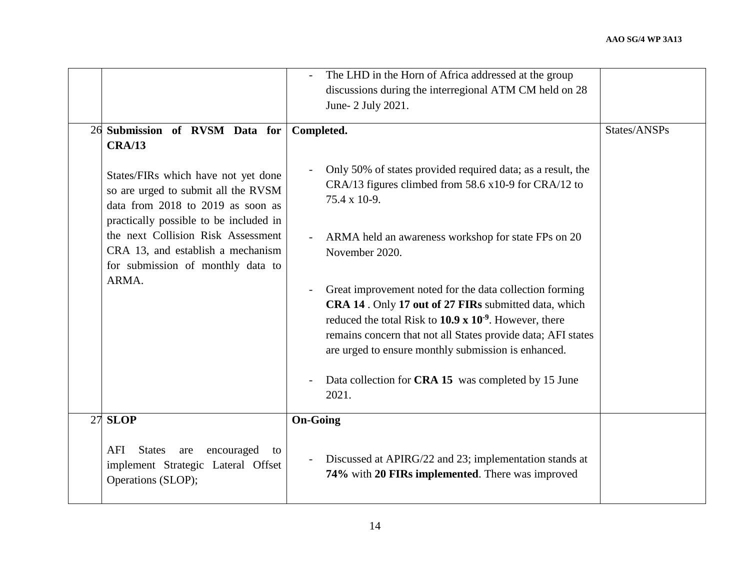| | | | |
|---|---|---|---|
| | | - The LHD in the Horn of Africa addressed at the group discussions during the interregional ATM CM held on 28 June- 2 July 2021. | |
| 26 | **Submission of RVSM Data for CRA/13**<br><br>States/FIRs which have not yet done so are urged to submit all the RVSM data from 2018 to 2019 as soon as practically possible to be included in the next Collision Risk Assessment CRA 13, and establish a mechanism for submission of monthly data to ARMA. | **Completed.**<br><br>- Only 50% of states provided required data; as a result, the CRA/13 figures climbed from 58.6 x10-9 for CRA/12 to 75.4 x 10-9.<br><br>- ARMA held an awareness workshop for state FPs on 20 November 2020.<br><br>- Great improvement noted for the data collection forming **CRA 14** . Only **17 out of 27 FIRs** submitted data, which reduced the total Risk to **10.9 x $10^{-9}$**. However, there remains concern that not all States provide data; AFI states are urged to ensure monthly submission is enhanced.<br><br>- Data collection for **CRA 15** was completed by 15 June 2021. | States/ANSPs |
| 27 | **SLOP**<br><br>AFI States are encouraged to implement Strategic Lateral Offset Operations (SLOP); | **On-Going**<br><br>- Discussed at APIRG/22 and 23; implementation stands at **74%** with **20 FIRs implemented**. There was improved | |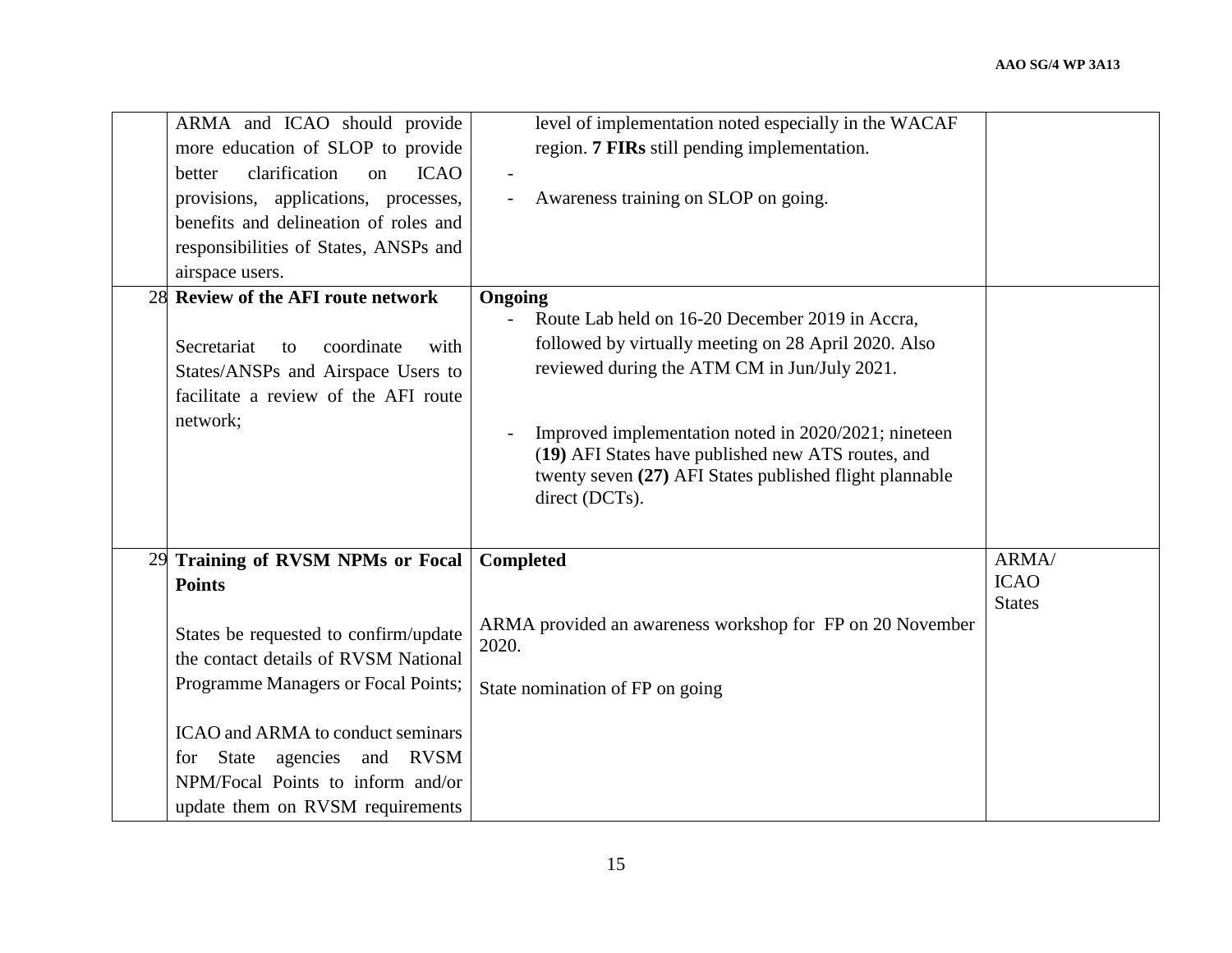| | | | |
|---|---|---|---|
| | ARMA and ICAO should provide more education of SLOP to provide better clarification on ICAO provisions, applications, processes, benefits and delineation of roles and responsibilities of States, ANSPs and airspace users. | level of implementation noted especially in the WACAF region. **7 FIRs** still pending implementation.<br>-<br>- Awareness training on SLOP on going. | |
| 28 | **Review of the AFI route network**<br><br>Secretariat to coordinate with States/ANSPs and Airspace Users to facilitate a review of the AFI route network; | **Ongoing**<br>- Route Lab held on 16-20 December 2019 in Accra, followed by virtually meeting on 28 April 2020. Also reviewed during the ATM CM in Jun/July 2021.<br><br>- Improved implementation noted in 2020/2021; nineteen (**19)** AFI States have published new ATS routes, and twenty seven **(27)** AFI States published flight plannable direct (DCTs). | |
| 29 | **Training of RVSM NPMs or Focal Points**<br><br>States be requested to confirm/update the contact details of RVSM National Programme Managers or Focal Points;<br><br>ICAO and ARMA to conduct seminars for State agencies and RVSM NPM/Focal Points to inform and/or update them on RVSM requirements | **Completed**<br><br>ARMA provided an awareness workshop for FP on 20 November 2020.<br><br>State nomination of FP on going | ARMA/<br>ICAO<br>States |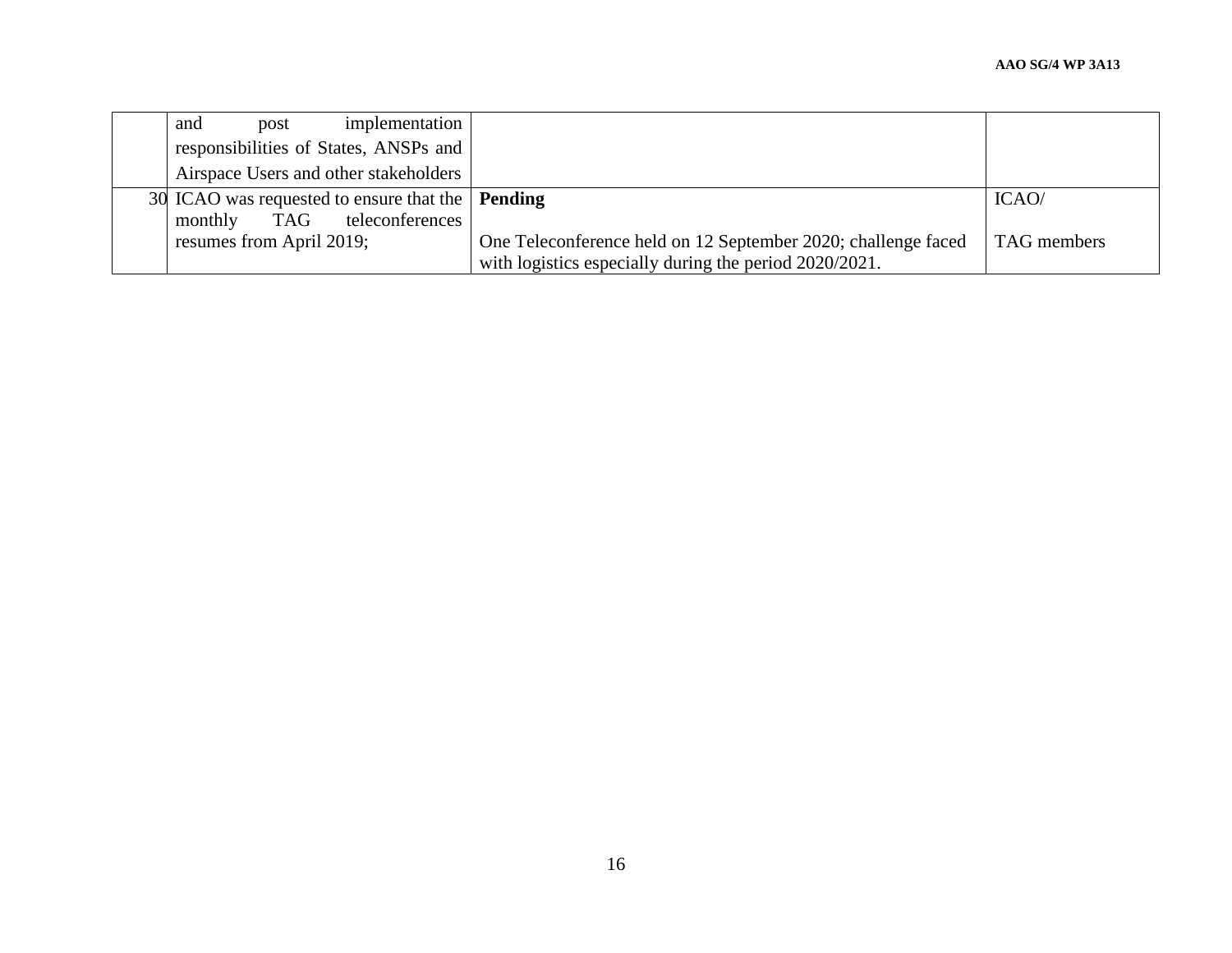| | | | |
|---|---|---|---|
| | and post implementation responsibilities of States, ANSPs and Airspace Users and other stakeholders | | |
| 30 | ICAO was requested to ensure that the monthly TAG teleconferences resumes from April 2019; | **Pending**<br><br>One Teleconference held on 12 September 2020; challenge faced with logistics especially during the period 2020/2021. | ICAO/<br><br>TAG members |